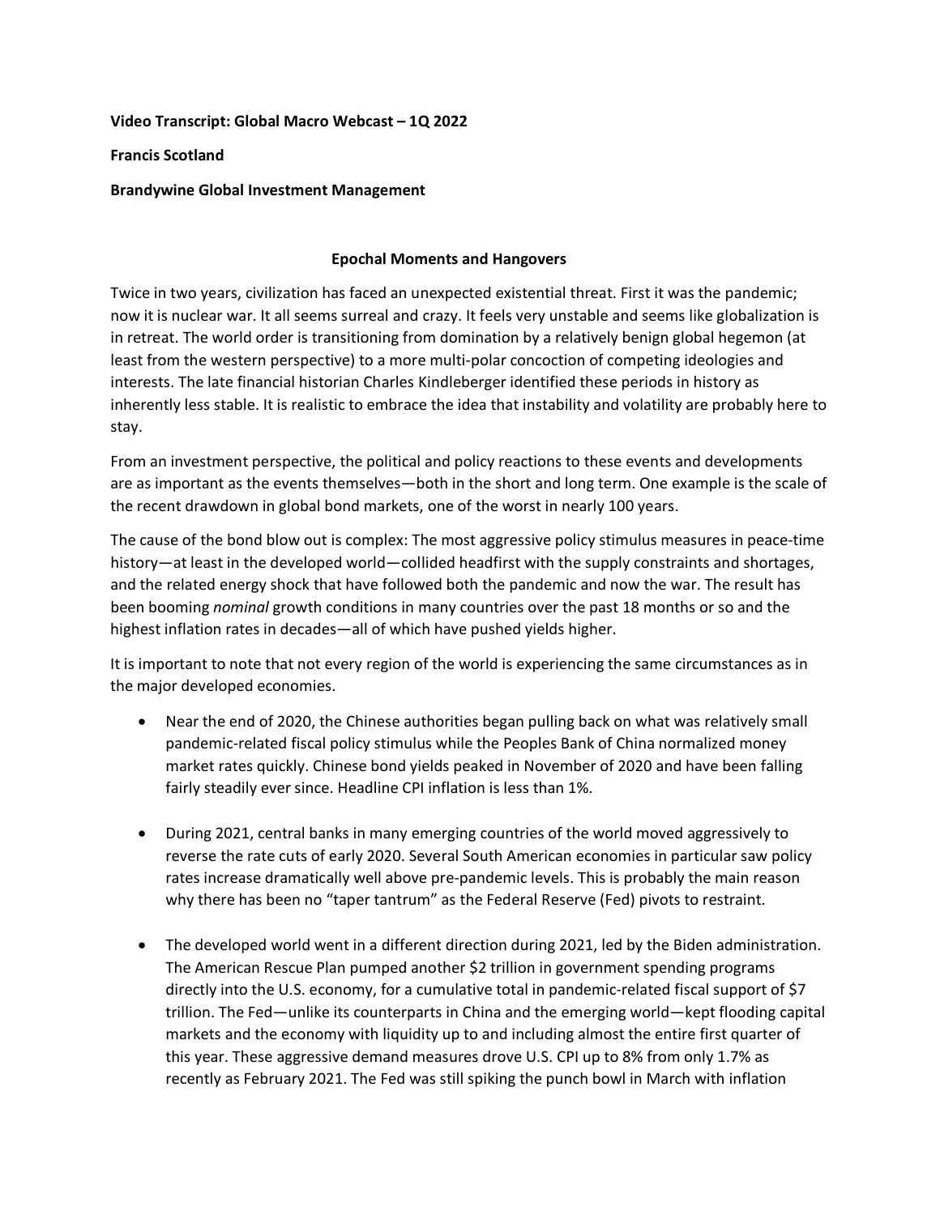**Video Transcript: Global Macro Webcast – 1Q 2022**

**Francis Scotland**

**Brandywine Global Investment Management**

## Epochal Moments and Hangovers

Twice in two years, civilization has faced an unexpected existential threat. First it was the pandemic; now it is nuclear war. It all seems surreal and crazy. It feels very unstable and seems like globalization is in retreat. The world order is transitioning from domination by a relatively benign global hegemon (at least from the western perspective) to a more multi-polar concoction of competing ideologies and interests. The late financial historian Charles Kindleberger identified these periods in history as inherently less stable. It is realistic to embrace the idea that instability and volatility are probably here to stay.

From an investment perspective, the political and policy reactions to these events and developments are as important as the events themselves—both in the short and long term. One example is the scale of the recent drawdown in global bond markets, one of the worst in nearly 100 years.

The cause of the bond blow out is complex: The most aggressive policy stimulus measures in peace-time history—at least in the developed world—collided headfirst with the supply constraints and shortages, and the related energy shock that have followed both the pandemic and now the war. The result has been booming *nominal* growth conditions in many countries over the past 18 months or so and the highest inflation rates in decades—all of which have pushed yields higher.

It is important to note that not every region of the world is experiencing the same circumstances as in the major developed economies.

- Near the end of 2020, the Chinese authorities began pulling back on what was relatively small pandemic-related fiscal policy stimulus while the Peoples Bank of China normalized money market rates quickly. Chinese bond yields peaked in November of 2020 and have been falling fairly steadily ever since. Headline CPI inflation is less than 1%.

- During 2021, central banks in many emerging countries of the world moved aggressively to reverse the rate cuts of early 2020. Several South American economies in particular saw policy rates increase dramatically well above pre-pandemic levels. This is probably the main reason why there has been no "taper tantrum" as the Federal Reserve (Fed) pivots to restraint.

- The developed world went in a different direction during 2021, led by the Biden administration. The American Rescue Plan pumped another $2 trillion in government spending programs directly into the U.S. economy, for a cumulative total in pandemic-related fiscal support of $7 trillion. The Fed—unlike its counterparts in China and the emerging world—kept flooding capital markets and the economy with liquidity up to and including almost the entire first quarter of this year. These aggressive demand measures drove U.S. CPI up to 8% from only 1.7% as recently as February 2021. The Fed was still spiking the punch bowl in March with inflation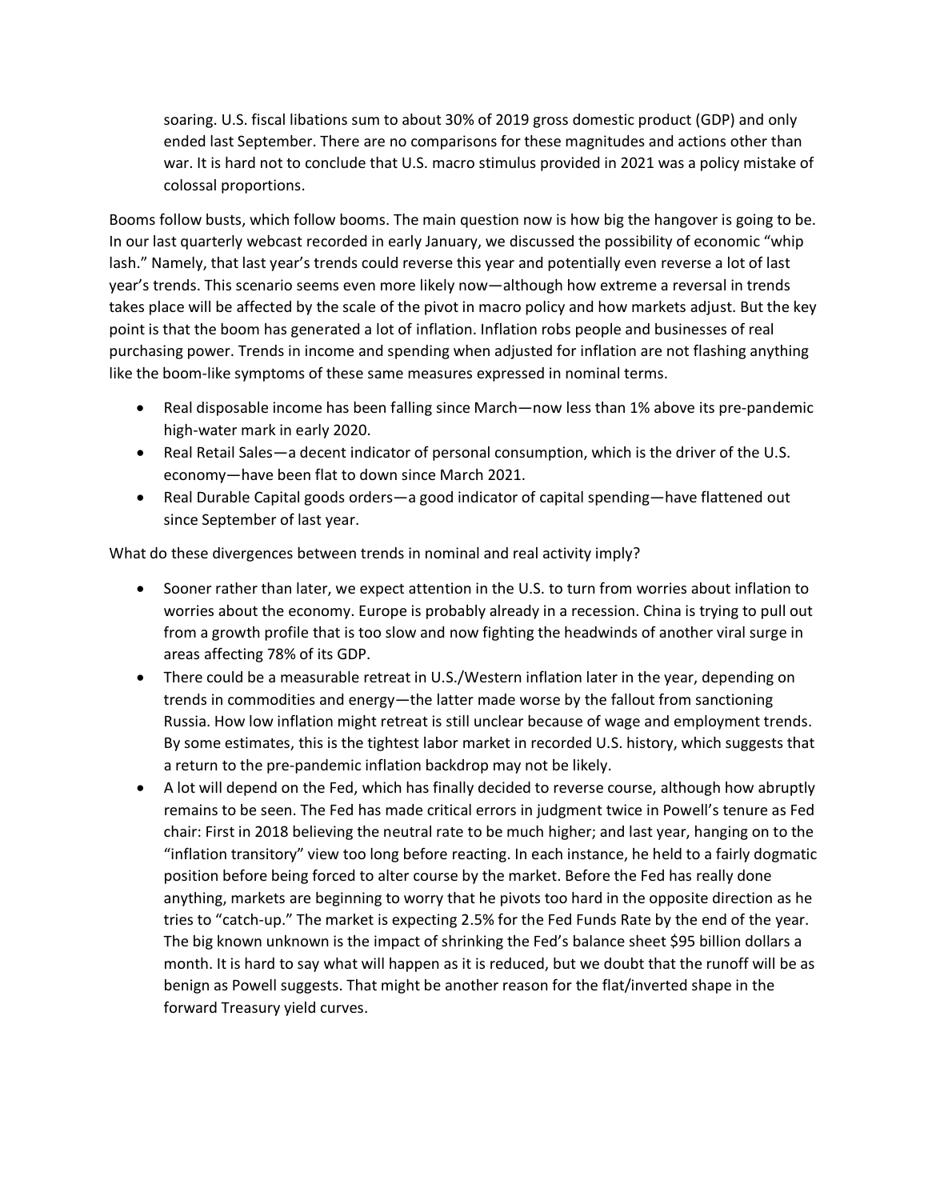soaring. U.S. fiscal libations sum to about 30% of 2019 gross domestic product (GDP) and only ended last September. There are no comparisons for these magnitudes and actions other than war. It is hard not to conclude that U.S. macro stimulus provided in 2021 was a policy mistake of colossal proportions.

Booms follow busts, which follow booms. The main question now is how big the hangover is going to be. In our last quarterly webcast recorded in early January, we discussed the possibility of economic "whip lash." Namely, that last year's trends could reverse this year and potentially even reverse a lot of last year's trends. This scenario seems even more likely now—although how extreme a reversal in trends takes place will be affected by the scale of the pivot in macro policy and how markets adjust. But the key point is that the boom has generated a lot of inflation. Inflation robs people and businesses of real purchasing power. Trends in income and spending when adjusted for inflation are not flashing anything like the boom-like symptoms of these same measures expressed in nominal terms.

- Real disposable income has been falling since March—now less than 1% above its pre-pandemic high-water mark in early 2020.
- Real Retail Sales—a decent indicator of personal consumption, which is the driver of the U.S. economy—have been flat to down since March 2021.
- Real Durable Capital goods orders—a good indicator of capital spending—have flattened out since September of last year.

What do these divergences between trends in nominal and real activity imply?

- Sooner rather than later, we expect attention in the U.S. to turn from worries about inflation to worries about the economy. Europe is probably already in a recession. China is trying to pull out from a growth profile that is too slow and now fighting the headwinds of another viral surge in areas affecting 78% of its GDP.
- There could be a measurable retreat in U.S./Western inflation later in the year, depending on trends in commodities and energy—the latter made worse by the fallout from sanctioning Russia. How low inflation might retreat is still unclear because of wage and employment trends. By some estimates, this is the tightest labor market in recorded U.S. history, which suggests that a return to the pre-pandemic inflation backdrop may not be likely.
- A lot will depend on the Fed, which has finally decided to reverse course, although how abruptly remains to be seen. The Fed has made critical errors in judgment twice in Powell's tenure as Fed chair: First in 2018 believing the neutral rate to be much higher; and last year, hanging on to the "inflation transitory" view too long before reacting. In each instance, he held to a fairly dogmatic position before being forced to alter course by the market. Before the Fed has really done anything, markets are beginning to worry that he pivots too hard in the opposite direction as he tries to "catch-up." The market is expecting 2.5% for the Fed Funds Rate by the end of the year. The big known unknown is the impact of shrinking the Fed's balance sheet $95 billion dollars a month. It is hard to say what will happen as it is reduced, but we doubt that the runoff will be as benign as Powell suggests. That might be another reason for the flat/inverted shape in the forward Treasury yield curves.